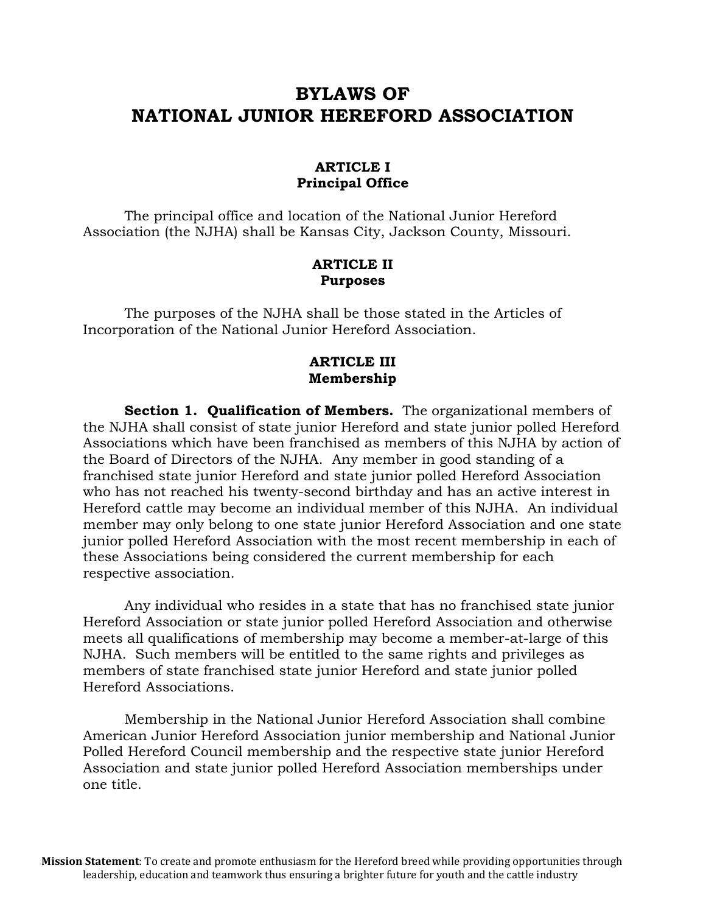# BYLAWS OF NATIONAL JUNIOR HEREFORD ASSOCIATION

## ARTICLE I
### Principal Office

The principal office and location of the National Junior Hereford Association (the NJHA) shall be Kansas City, Jackson County, Missouri.

## ARTICLE II
### Purposes

The purposes of the NJHA shall be those stated in the Articles of Incorporation of the National Junior Hereford Association.

## ARTICLE III
### Membership

**Section 1. Qualification of Members.** The organizational members of the NJHA shall consist of state junior Hereford and state junior polled Hereford Associations which have been franchised as members of this NJHA by action of the Board of Directors of the NJHA. Any member in good standing of a franchised state junior Hereford and state junior polled Hereford Association who has not reached his twenty-second birthday and has an active interest in Hereford cattle may become an individual member of this NJHA. An individual member may only belong to one state junior Hereford Association and one state junior polled Hereford Association with the most recent membership in each of these Associations being considered the current membership for each respective association.

Any individual who resides in a state that has no franchised state junior Hereford Association or state junior polled Hereford Association and otherwise meets all qualifications of membership may become a member-at-large of this NJHA. Such members will be entitled to the same rights and privileges as members of state franchised state junior Hereford and state junior polled Hereford Associations.

Membership in the National Junior Hereford Association shall combine American Junior Hereford Association junior membership and National Junior Polled Hereford Council membership and the respective state junior Hereford Association and state junior polled Hereford Association memberships under one title.

**Mission Statement**: To create and promote enthusiasm for the Hereford breed while providing opportunities through leadership, education and teamwork thus ensuring a brighter future for youth and the cattle industry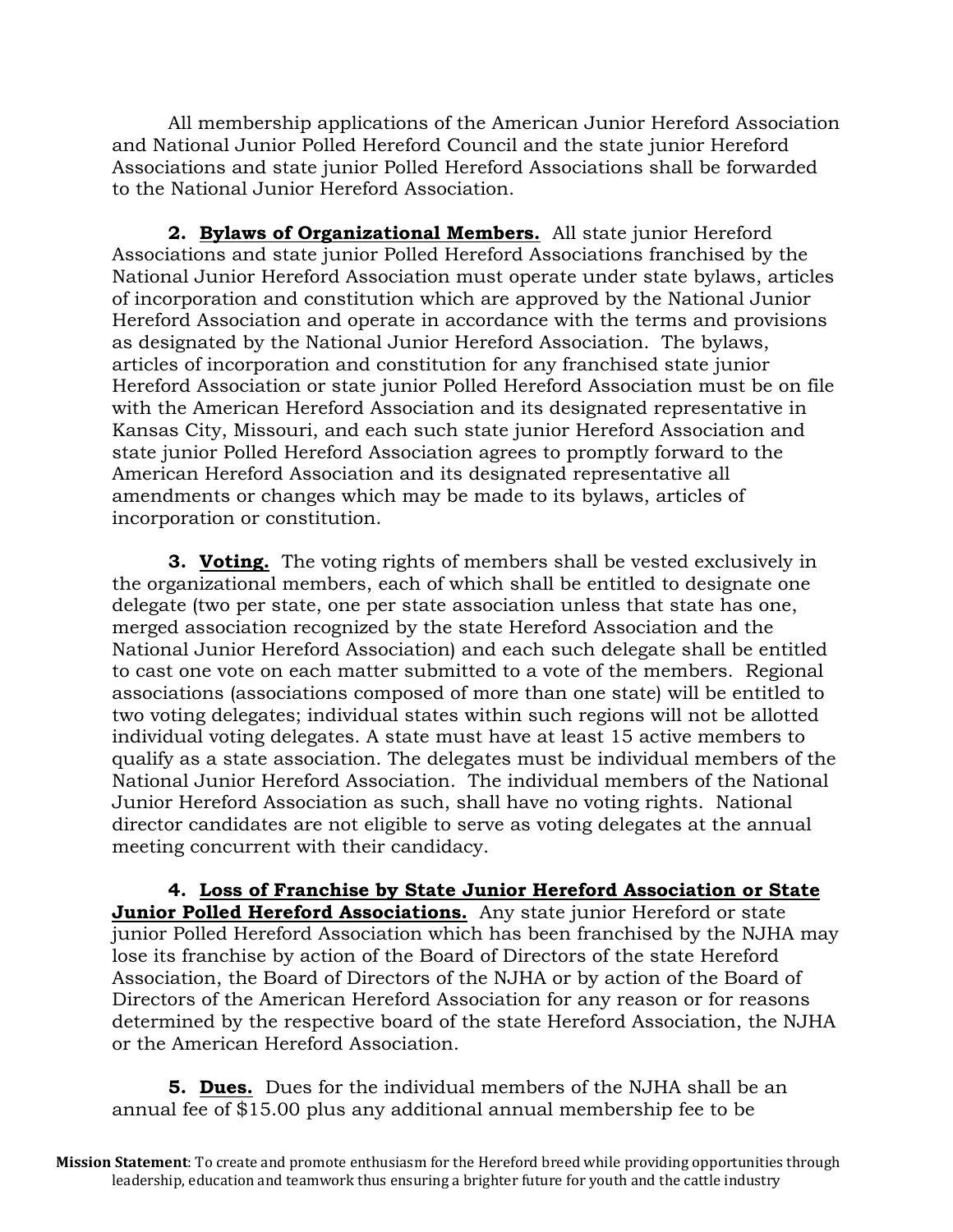All membership applications of the American Junior Hereford Association and National Junior Polled Hereford Council and the state junior Hereford Associations and state junior Polled Hereford Associations shall be forwarded to the National Junior Hereford Association.

**2. Bylaws of Organizational Members.** All state junior Hereford Associations and state junior Polled Hereford Associations franchised by the National Junior Hereford Association must operate under state bylaws, articles of incorporation and constitution which are approved by the National Junior Hereford Association and operate in accordance with the terms and provisions as designated by the National Junior Hereford Association. The bylaws, articles of incorporation and constitution for any franchised state junior Hereford Association or state junior Polled Hereford Association must be on file with the American Hereford Association and its designated representative in Kansas City, Missouri, and each such state junior Hereford Association and state junior Polled Hereford Association agrees to promptly forward to the American Hereford Association and its designated representative all amendments or changes which may be made to its bylaws, articles of incorporation or constitution.

**3. Voting.** The voting rights of members shall be vested exclusively in the organizational members, each of which shall be entitled to designate one delegate (two per state, one per state association unless that state has one, merged association recognized by the state Hereford Association and the National Junior Hereford Association) and each such delegate shall be entitled to cast one vote on each matter submitted to a vote of the members. Regional associations (associations composed of more than one state) will be entitled to two voting delegates; individual states within such regions will not be allotted individual voting delegates. A state must have at least 15 active members to qualify as a state association. The delegates must be individual members of the National Junior Hereford Association. The individual members of the National Junior Hereford Association as such, shall have no voting rights. National director candidates are not eligible to serve as voting delegates at the annual meeting concurrent with their candidacy.

**4. Loss of Franchise by State Junior Hereford Association or State Junior Polled Hereford Associations.** Any state junior Hereford or state junior Polled Hereford Association which has been franchised by the NJHA may lose its franchise by action of the Board of Directors of the state Hereford Association, the Board of Directors of the NJHA or by action of the Board of Directors of the American Hereford Association for any reason or for reasons determined by the respective board of the state Hereford Association, the NJHA or the American Hereford Association.

**5. Dues.** Dues for the individual members of the NJHA shall be an annual fee of $15.00 plus any additional annual membership fee to be

**Mission Statement**: To create and promote enthusiasm for the Hereford breed while providing opportunities through leadership, education and teamwork thus ensuring a brighter future for youth and the cattle industry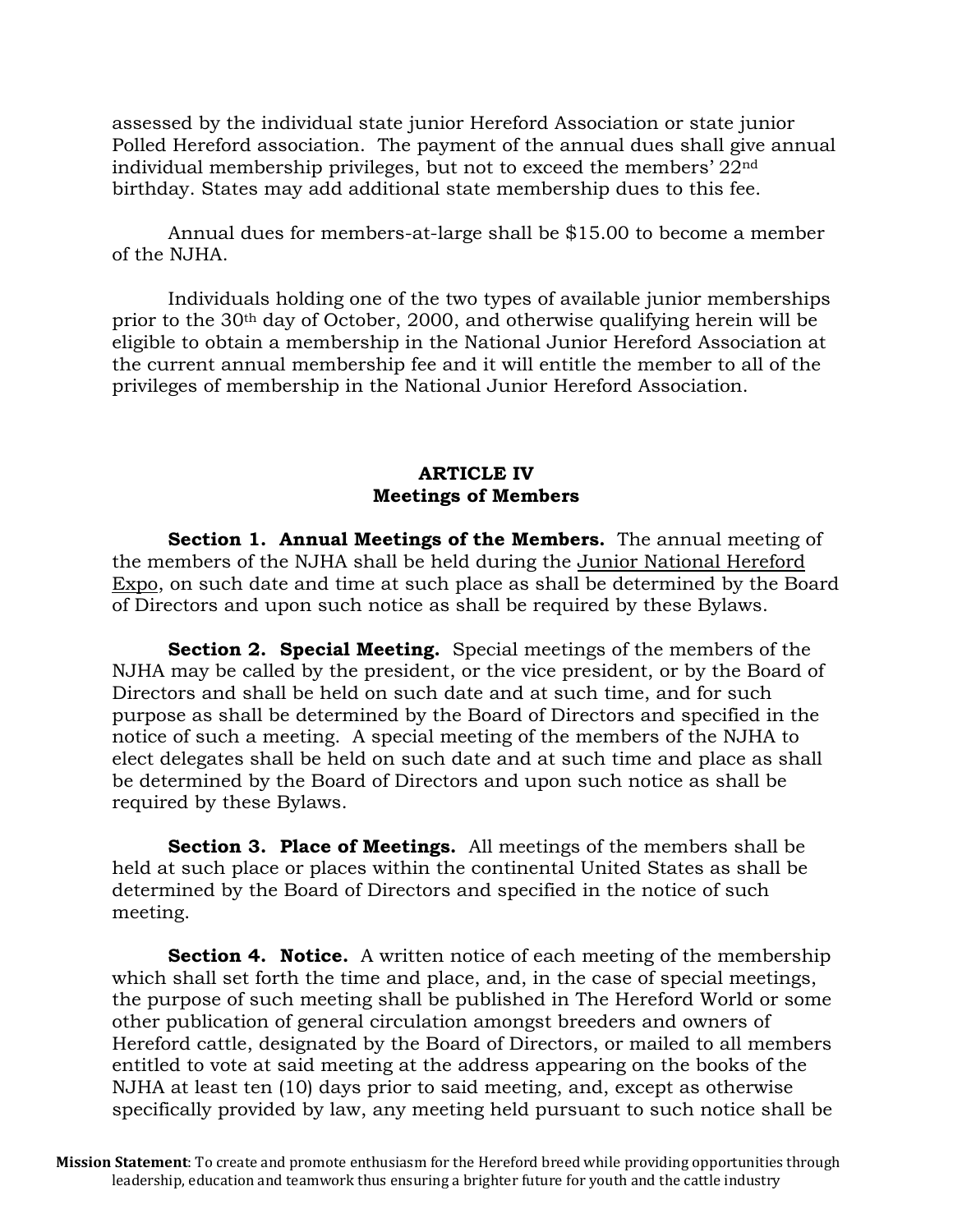assessed by the individual state junior Hereford Association or state junior Polled Hereford association. The payment of the annual dues shall give annual individual membership privileges, but not to exceed the members' 22nd birthday. States may add additional state membership dues to this fee.

Annual dues for members-at-large shall be $15.00 to become a member of the NJHA.

Individuals holding one of the two types of available junior memberships prior to the 30th day of October, 2000, and otherwise qualifying herein will be eligible to obtain a membership in the National Junior Hereford Association at the current annual membership fee and it will entitle the member to all of the privileges of membership in the National Junior Hereford Association.

## ARTICLE IV
## Meetings of Members

**Section 1. Annual Meetings of the Members.** The annual meeting of the members of the NJHA shall be held during the Junior National Hereford Expo, on such date and time at such place as shall be determined by the Board of Directors and upon such notice as shall be required by these Bylaws.

**Section 2. Special Meeting.** Special meetings of the members of the NJHA may be called by the president, or the vice president, or by the Board of Directors and shall be held on such date and at such time, and for such purpose as shall be determined by the Board of Directors and specified in the notice of such a meeting. A special meeting of the members of the NJHA to elect delegates shall be held on such date and at such time and place as shall be determined by the Board of Directors and upon such notice as shall be required by these Bylaws.

**Section 3. Place of Meetings.** All meetings of the members shall be held at such place or places within the continental United States as shall be determined by the Board of Directors and specified in the notice of such meeting.

**Section 4. Notice.** A written notice of each meeting of the membership which shall set forth the time and place, and, in the case of special meetings, the purpose of such meeting shall be published in The Hereford World or some other publication of general circulation amongst breeders and owners of Hereford cattle, designated by the Board of Directors, or mailed to all members entitled to vote at said meeting at the address appearing on the books of the NJHA at least ten (10) days prior to said meeting, and, except as otherwise specifically provided by law, any meeting held pursuant to such notice shall be

**Mission Statement**: To create and promote enthusiasm for the Hereford breed while providing opportunities through leadership, education and teamwork thus ensuring a brighter future for youth and the cattle industry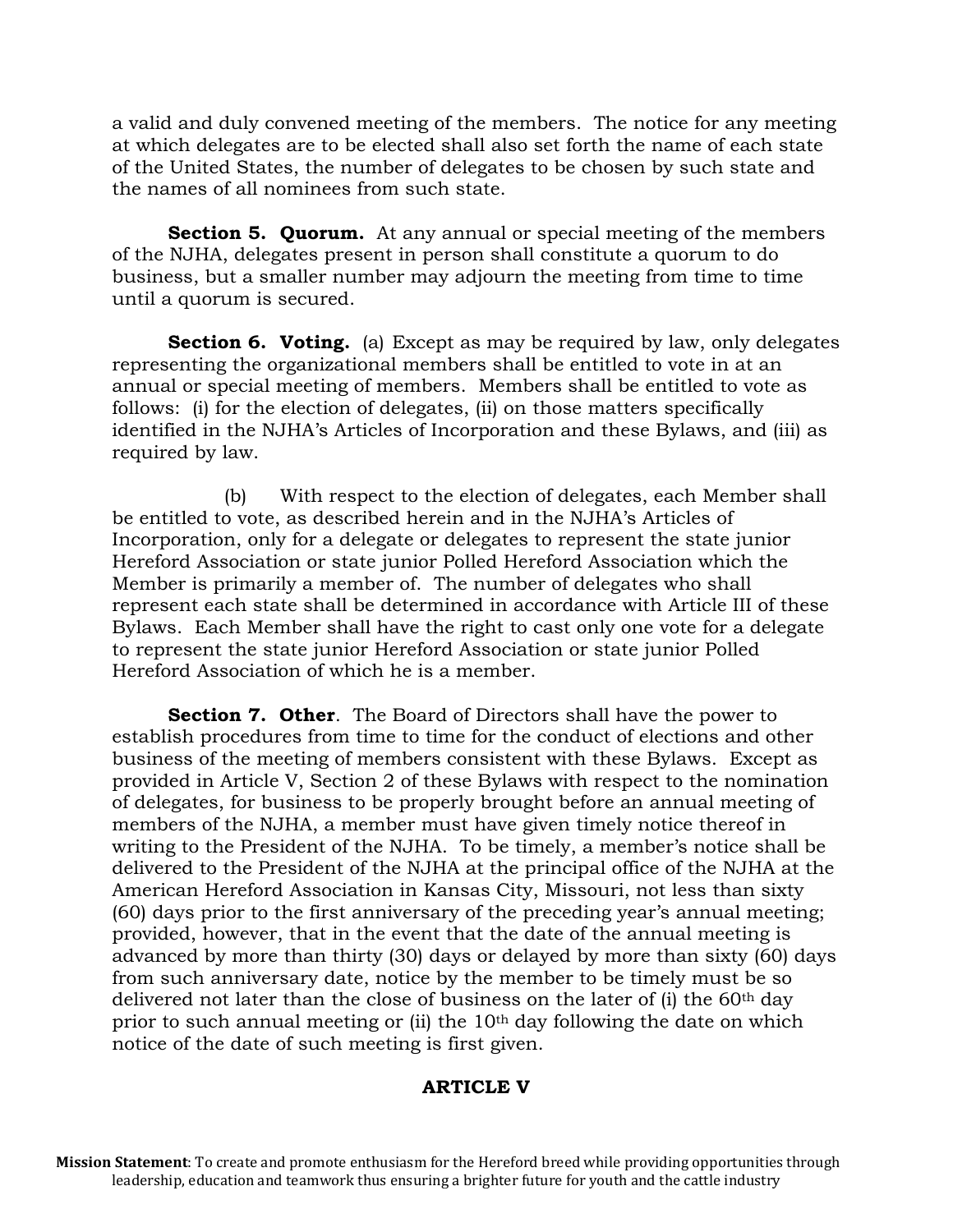a valid and duly convened meeting of the members. The notice for any meeting at which delegates are to be elected shall also set forth the name of each state of the United States, the number of delegates to be chosen by such state and the names of all nominees from such state.

**Section 5. Quorum.** At any annual or special meeting of the members of the NJHA, delegates present in person shall constitute a quorum to do business, but a smaller number may adjourn the meeting from time to time until a quorum is secured.

**Section 6. Voting.** (a) Except as may be required by law, only delegates representing the organizational members shall be entitled to vote in at an annual or special meeting of members. Members shall be entitled to vote as follows: (i) for the election of delegates, (ii) on those matters specifically identified in the NJHA's Articles of Incorporation and these Bylaws, and (iii) as required by law.

(b) With respect to the election of delegates, each Member shall be entitled to vote, as described herein and in the NJHA's Articles of Incorporation, only for a delegate or delegates to represent the state junior Hereford Association or state junior Polled Hereford Association which the Member is primarily a member of. The number of delegates who shall represent each state shall be determined in accordance with Article III of these Bylaws. Each Member shall have the right to cast only one vote for a delegate to represent the state junior Hereford Association or state junior Polled Hereford Association of which he is a member.

**Section 7. Other**. The Board of Directors shall have the power to establish procedures from time to time for the conduct of elections and other business of the meeting of members consistent with these Bylaws. Except as provided in Article V, Section 2 of these Bylaws with respect to the nomination of delegates, for business to be properly brought before an annual meeting of members of the NJHA, a member must have given timely notice thereof in writing to the President of the NJHA. To be timely, a member's notice shall be delivered to the President of the NJHA at the principal office of the NJHA at the American Hereford Association in Kansas City, Missouri, not less than sixty (60) days prior to the first anniversary of the preceding year's annual meeting; provided, however, that in the event that the date of the annual meeting is advanced by more than thirty (30) days or delayed by more than sixty (60) days from such anniversary date, notice by the member to be timely must be so delivered not later than the close of business on the later of (i) the 60th day prior to such annual meeting or (ii) the 10th day following the date on which notice of the date of such meeting is first given.

## ARTICLE V

**Mission Statement**: To create and promote enthusiasm for the Hereford breed while providing opportunities through leadership, education and teamwork thus ensuring a brighter future for youth and the cattle industry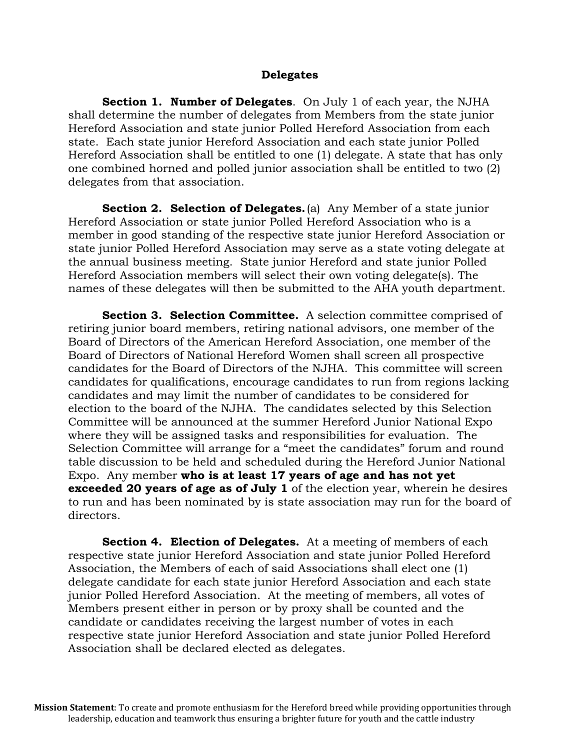## Delegates

**Section 1. Number of Delegates**. On July 1 of each year, the NJHA shall determine the number of delegates from Members from the state junior Hereford Association and state junior Polled Hereford Association from each state. Each state junior Hereford Association and each state junior Polled Hereford Association shall be entitled to one (1) delegate. A state that has only one combined horned and polled junior association shall be entitled to two (2) delegates from that association.

**Section 2. Selection of Delegates.** (a) Any Member of a state junior Hereford Association or state junior Polled Hereford Association who is a member in good standing of the respective state junior Hereford Association or state junior Polled Hereford Association may serve as a state voting delegate at the annual business meeting. State junior Hereford and state junior Polled Hereford Association members will select their own voting delegate(s). The names of these delegates will then be submitted to the AHA youth department.

**Section 3. Selection Committee.** A selection committee comprised of retiring junior board members, retiring national advisors, one member of the Board of Directors of the American Hereford Association, one member of the Board of Directors of National Hereford Women shall screen all prospective candidates for the Board of Directors of the NJHA. This committee will screen candidates for qualifications, encourage candidates to run from regions lacking candidates and may limit the number of candidates to be considered for election to the board of the NJHA. The candidates selected by this Selection Committee will be announced at the summer Hereford Junior National Expo where they will be assigned tasks and responsibilities for evaluation. The Selection Committee will arrange for a "meet the candidates" forum and round table discussion to be held and scheduled during the Hereford Junior National Expo. Any member **who is at least 17 years of age and has not yet exceeded 20 years of age as of July 1** of the election year, wherein he desires to run and has been nominated by is state association may run for the board of directors.

**Section 4. Election of Delegates.** At a meeting of members of each respective state junior Hereford Association and state junior Polled Hereford Association, the Members of each of said Associations shall elect one (1) delegate candidate for each state junior Hereford Association and each state junior Polled Hereford Association. At the meeting of members, all votes of Members present either in person or by proxy shall be counted and the candidate or candidates receiving the largest number of votes in each respective state junior Hereford Association and state junior Polled Hereford Association shall be declared elected as delegates.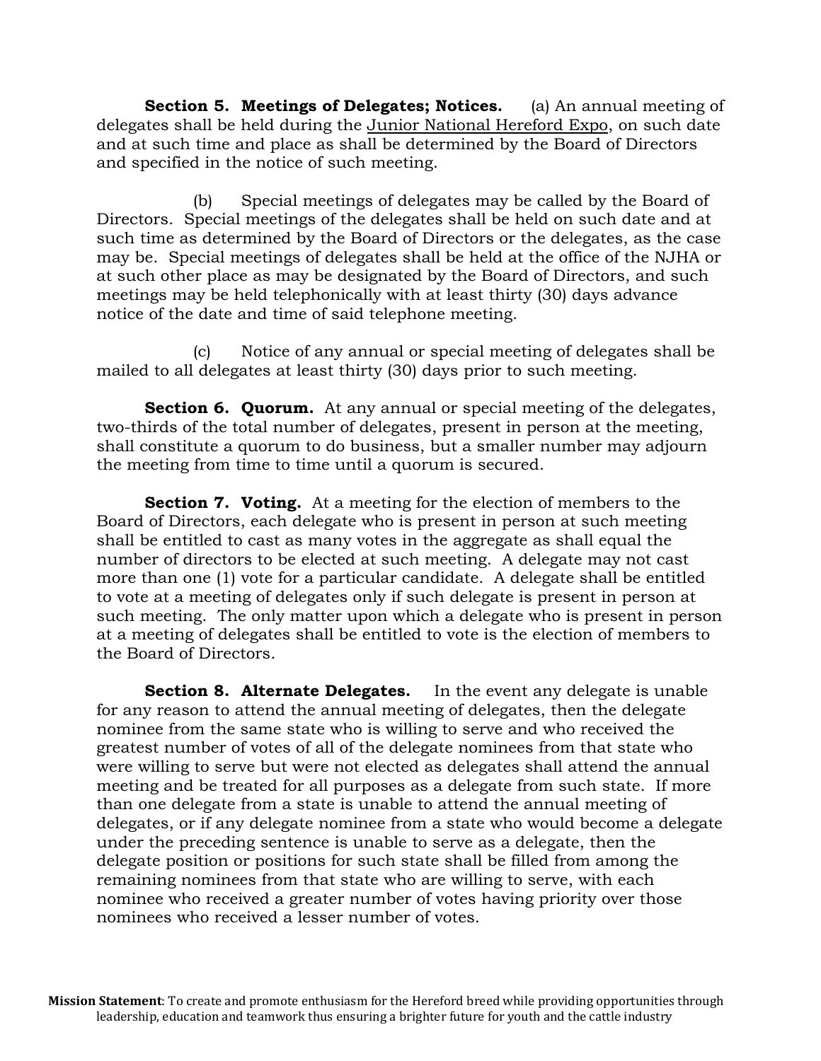**Section 5. Meetings of Delegates; Notices.** (a) An annual meeting of delegates shall be held during the <u>Junior National Hereford Expo</u>, on such date and at such time and place as shall be determined by the Board of Directors and specified in the notice of such meeting.

(b) Special meetings of delegates may be called by the Board of Directors. Special meetings of the delegates shall be held on such date and at such time as determined by the Board of Directors or the delegates, as the case may be. Special meetings of delegates shall be held at the office of the NJHA or at such other place as may be designated by the Board of Directors, and such meetings may be held telephonically with at least thirty (30) days advance notice of the date and time of said telephone meeting.

(c) Notice of any annual or special meeting of delegates shall be mailed to all delegates at least thirty (30) days prior to such meeting.

**Section 6. Quorum.** At any annual or special meeting of the delegates, two-thirds of the total number of delegates, present in person at the meeting, shall constitute a quorum to do business, but a smaller number may adjourn the meeting from time to time until a quorum is secured.

**Section 7. Voting.** At a meeting for the election of members to the Board of Directors, each delegate who is present in person at such meeting shall be entitled to cast as many votes in the aggregate as shall equal the number of directors to be elected at such meeting. A delegate may not cast more than one (1) vote for a particular candidate. A delegate shall be entitled to vote at a meeting of delegates only if such delegate is present in person at such meeting. The only matter upon which a delegate who is present in person at a meeting of delegates shall be entitled to vote is the election of members to the Board of Directors.

**Section 8. Alternate Delegates.** In the event any delegate is unable for any reason to attend the annual meeting of delegates, then the delegate nominee from the same state who is willing to serve and who received the greatest number of votes of all of the delegate nominees from that state who were willing to serve but were not elected as delegates shall attend the annual meeting and be treated for all purposes as a delegate from such state. If more than one delegate from a state is unable to attend the annual meeting of delegates, or if any delegate nominee from a state who would become a delegate under the preceding sentence is unable to serve as a delegate, then the delegate position or positions for such state shall be filled from among the remaining nominees from that state who are willing to serve, with each nominee who received a greater number of votes having priority over those nominees who received a lesser number of votes.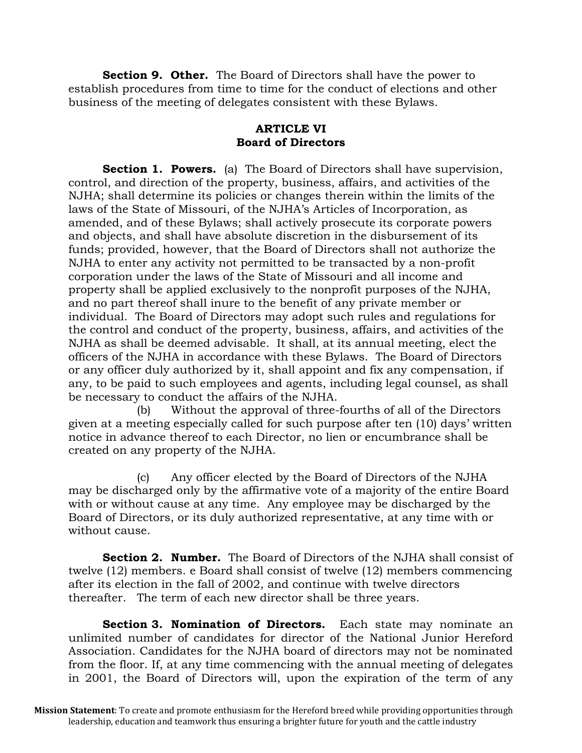**Section 9. Other.** The Board of Directors shall have the power to establish procedures from time to time for the conduct of elections and other business of the meeting of delegates consistent with these Bylaws.

## ARTICLE VI
## Board of Directors

**Section 1. Powers.** (a) The Board of Directors shall have supervision, control, and direction of the property, business, affairs, and activities of the NJHA; shall determine its policies or changes therein within the limits of the laws of the State of Missouri, of the NJHA's Articles of Incorporation, as amended, and of these Bylaws; shall actively prosecute its corporate powers and objects, and shall have absolute discretion in the disbursement of its funds; provided, however, that the Board of Directors shall not authorize the NJHA to enter any activity not permitted to be transacted by a non-profit corporation under the laws of the State of Missouri and all income and property shall be applied exclusively to the nonprofit purposes of the NJHA, and no part thereof shall inure to the benefit of any private member or individual. The Board of Directors may adopt such rules and regulations for the control and conduct of the property, business, affairs, and activities of the NJHA as shall be deemed advisable. It shall, at its annual meeting, elect the officers of the NJHA in accordance with these Bylaws. The Board of Directors or any officer duly authorized by it, shall appoint and fix any compensation, if any, to be paid to such employees and agents, including legal counsel, as shall be necessary to conduct the affairs of the NJHA.

(b) Without the approval of three-fourths of all of the Directors given at a meeting especially called for such purpose after ten (10) days' written notice in advance thereof to each Director, no lien or encumbrance shall be created on any property of the NJHA.

(c) Any officer elected by the Board of Directors of the NJHA may be discharged only by the affirmative vote of a majority of the entire Board with or without cause at any time. Any employee may be discharged by the Board of Directors, or its duly authorized representative, at any time with or without cause.

**Section 2. Number.** The Board of Directors of the NJHA shall consist of twelve (12) members. e Board shall consist of twelve (12) members commencing after its election in the fall of 2002, and continue with twelve directors thereafter. The term of each new director shall be three years.

**Section 3. Nomination of Directors.** Each state may nominate an unlimited number of candidates for director of the National Junior Hereford Association. Candidates for the NJHA board of directors may not be nominated from the floor. If, at any time commencing with the annual meeting of delegates in 2001, the Board of Directors will, upon the expiration of the term of any

**Mission Statement**: To create and promote enthusiasm for the Hereford breed while providing opportunities through leadership, education and teamwork thus ensuring a brighter future for youth and the cattle industry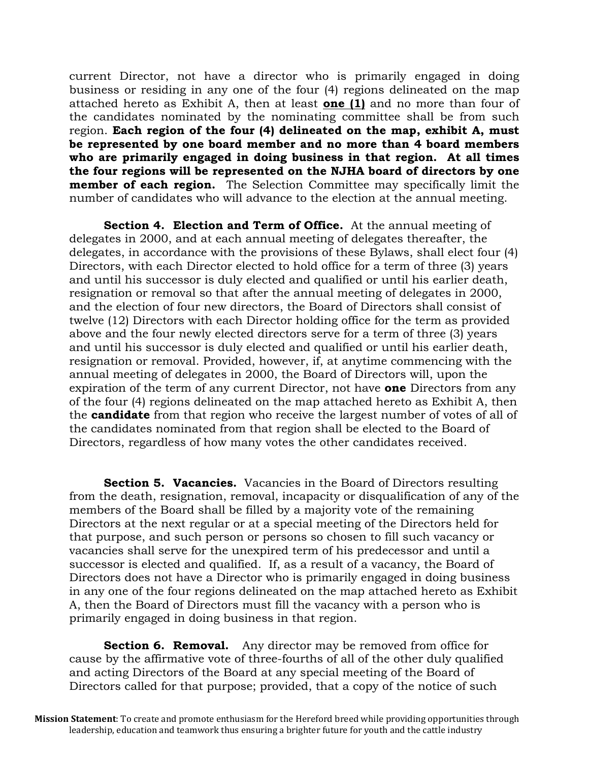current Director, not have a director who is primarily engaged in doing business or residing in any one of the four (4) regions delineated on the map attached hereto as Exhibit A, then at least **one (1)** and no more than four of the candidates nominated by the nominating committee shall be from such region. **Each region of the four (4) delineated on the map, exhibit A, must be represented by one board member and no more than 4 board members who are primarily engaged in doing business in that region. At all times the four regions will be represented on the NJHA board of directors by one member of each region.** The Selection Committee may specifically limit the number of candidates who will advance to the election at the annual meeting.

**Section 4. Election and Term of Office.** At the annual meeting of delegates in 2000, and at each annual meeting of delegates thereafter, the delegates, in accordance with the provisions of these Bylaws, shall elect four (4) Directors, with each Director elected to hold office for a term of three (3) years and until his successor is duly elected and qualified or until his earlier death, resignation or removal so that after the annual meeting of delegates in 2000, and the election of four new directors, the Board of Directors shall consist of twelve (12) Directors with each Director holding office for the term as provided above and the four newly elected directors serve for a term of three (3) years and until his successor is duly elected and qualified or until his earlier death, resignation or removal. Provided, however, if, at anytime commencing with the annual meeting of delegates in 2000, the Board of Directors will, upon the expiration of the term of any current Director, not have **one** Directors from any of the four (4) regions delineated on the map attached hereto as Exhibit A, then the **candidate** from that region who receive the largest number of votes of all of the candidates nominated from that region shall be elected to the Board of Directors, regardless of how many votes the other candidates received.

**Section 5. Vacancies.** Vacancies in the Board of Directors resulting from the death, resignation, removal, incapacity or disqualification of any of the members of the Board shall be filled by a majority vote of the remaining Directors at the next regular or at a special meeting of the Directors held for that purpose, and such person or persons so chosen to fill such vacancy or vacancies shall serve for the unexpired term of his predecessor and until a successor is elected and qualified. If, as a result of a vacancy, the Board of Directors does not have a Director who is primarily engaged in doing business in any one of the four regions delineated on the map attached hereto as Exhibit A, then the Board of Directors must fill the vacancy with a person who is primarily engaged in doing business in that region.

**Section 6. Removal.** Any director may be removed from office for cause by the affirmative vote of three-fourths of all of the other duly qualified and acting Directors of the Board at any special meeting of the Board of Directors called for that purpose; provided, that a copy of the notice of such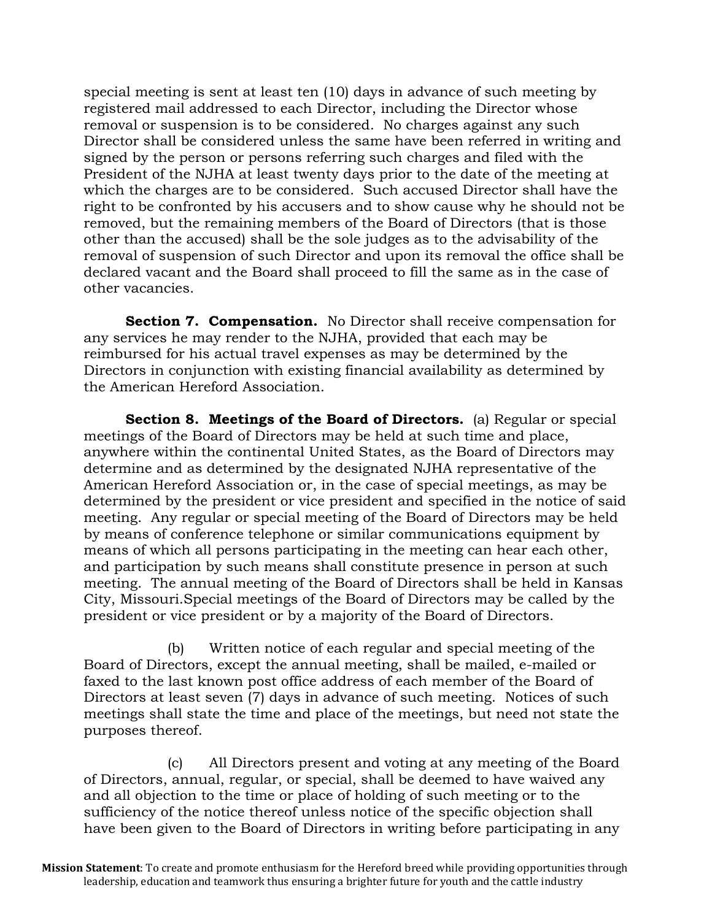special meeting is sent at least ten (10) days in advance of such meeting by registered mail addressed to each Director, including the Director whose removal or suspension is to be considered. No charges against any such Director shall be considered unless the same have been referred in writing and signed by the person or persons referring such charges and filed with the President of the NJHA at least twenty days prior to the date of the meeting at which the charges are to be considered. Such accused Director shall have the right to be confronted by his accusers and to show cause why he should not be removed, but the remaining members of the Board of Directors (that is those other than the accused) shall be the sole judges as to the advisability of the removal of suspension of such Director and upon its removal the office shall be declared vacant and the Board shall proceed to fill the same as in the case of other vacancies.

**Section 7. Compensation.** No Director shall receive compensation for any services he may render to the NJHA, provided that each may be reimbursed for his actual travel expenses as may be determined by the Directors in conjunction with existing financial availability as determined by the American Hereford Association.

**Section 8. Meetings of the Board of Directors.** (a) Regular or special meetings of the Board of Directors may be held at such time and place, anywhere within the continental United States, as the Board of Directors may determine and as determined by the designated NJHA representative of the American Hereford Association or, in the case of special meetings, as may be determined by the president or vice president and specified in the notice of said meeting. Any regular or special meeting of the Board of Directors may be held by means of conference telephone or similar communications equipment by means of which all persons participating in the meeting can hear each other, and participation by such means shall constitute presence in person at such meeting. The annual meeting of the Board of Directors shall be held in Kansas City, Missouri.Special meetings of the Board of Directors may be called by the president or vice president or by a majority of the Board of Directors.

(b) Written notice of each regular and special meeting of the Board of Directors, except the annual meeting, shall be mailed, e-mailed or faxed to the last known post office address of each member of the Board of Directors at least seven (7) days in advance of such meeting. Notices of such meetings shall state the time and place of the meetings, but need not state the purposes thereof.

(c) All Directors present and voting at any meeting of the Board of Directors, annual, regular, or special, shall be deemed to have waived any and all objection to the time or place of holding of such meeting or to the sufficiency of the notice thereof unless notice of the specific objection shall have been given to the Board of Directors in writing before participating in any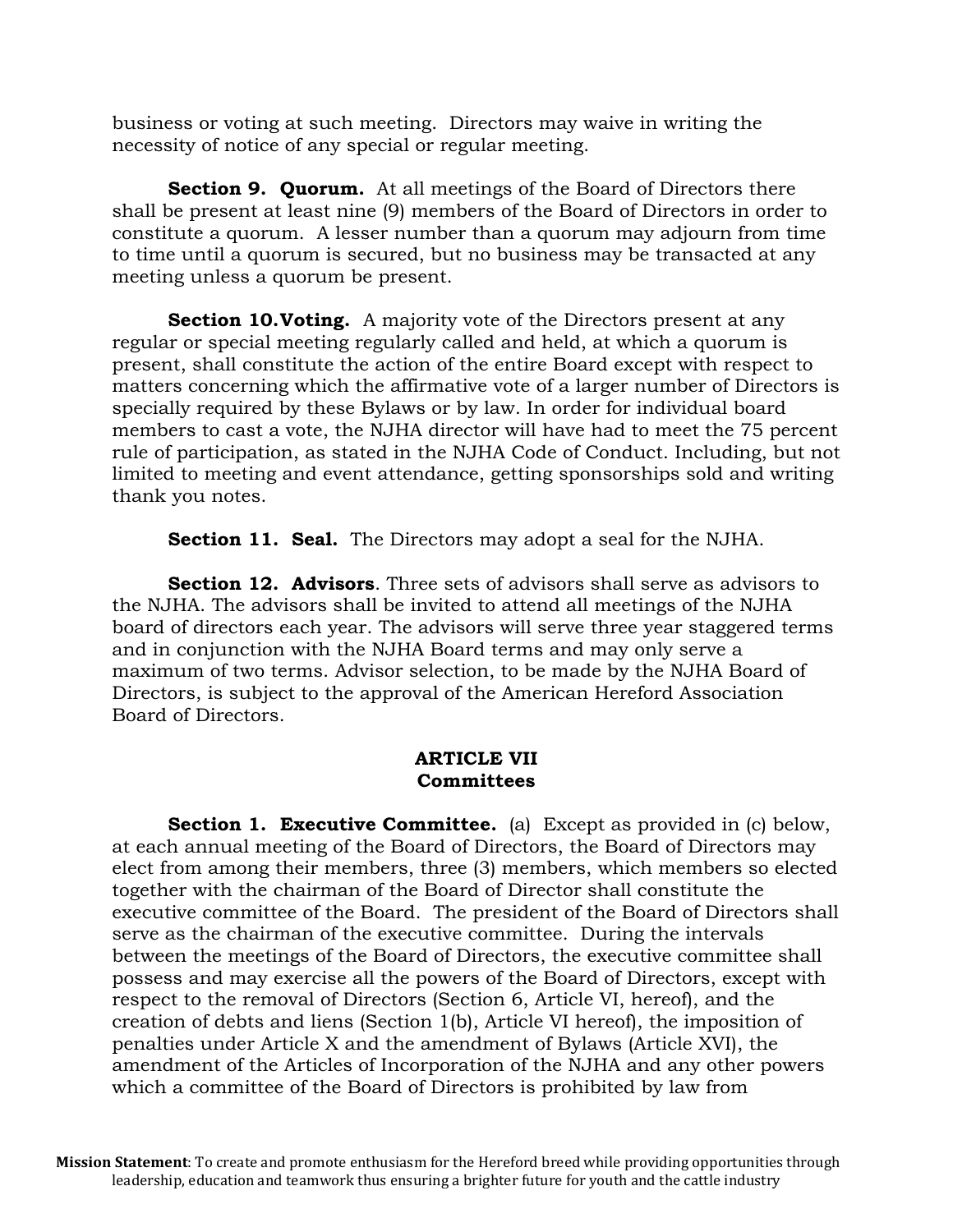business or voting at such meeting. Directors may waive in writing the necessity of notice of any special or regular meeting.

**Section 9. Quorum.** At all meetings of the Board of Directors there shall be present at least nine (9) members of the Board of Directors in order to constitute a quorum. A lesser number than a quorum may adjourn from time to time until a quorum is secured, but no business may be transacted at any meeting unless a quorum be present.

**Section 10.Voting.** A majority vote of the Directors present at any regular or special meeting regularly called and held, at which a quorum is present, shall constitute the action of the entire Board except with respect to matters concerning which the affirmative vote of a larger number of Directors is specially required by these Bylaws or by law. In order for individual board members to cast a vote, the NJHA director will have had to meet the 75 percent rule of participation, as stated in the NJHA Code of Conduct. Including, but not limited to meeting and event attendance, getting sponsorships sold and writing thank you notes.

**Section 11. Seal.** The Directors may adopt a seal for the NJHA.

**Section 12. Advisors**. Three sets of advisors shall serve as advisors to the NJHA. The advisors shall be invited to attend all meetings of the NJHA board of directors each year. The advisors will serve three year staggered terms and in conjunction with the NJHA Board terms and may only serve a maximum of two terms. Advisor selection, to be made by the NJHA Board of Directors, is subject to the approval of the American Hereford Association Board of Directors.

## ARTICLE VII
## Committees

**Section 1. Executive Committee.** (a) Except as provided in (c) below, at each annual meeting of the Board of Directors, the Board of Directors may elect from among their members, three (3) members, which members so elected together with the chairman of the Board of Director shall constitute the executive committee of the Board. The president of the Board of Directors shall serve as the chairman of the executive committee. During the intervals between the meetings of the Board of Directors, the executive committee shall possess and may exercise all the powers of the Board of Directors, except with respect to the removal of Directors (Section 6, Article VI, hereof), and the creation of debts and liens (Section 1(b), Article VI hereof), the imposition of penalties under Article X and the amendment of Bylaws (Article XVI), the amendment of the Articles of Incorporation of the NJHA and any other powers which a committee of the Board of Directors is prohibited by law from

**Mission Statement**: To create and promote enthusiasm for the Hereford breed while providing opportunities through leadership, education and teamwork thus ensuring a brighter future for youth and the cattle industry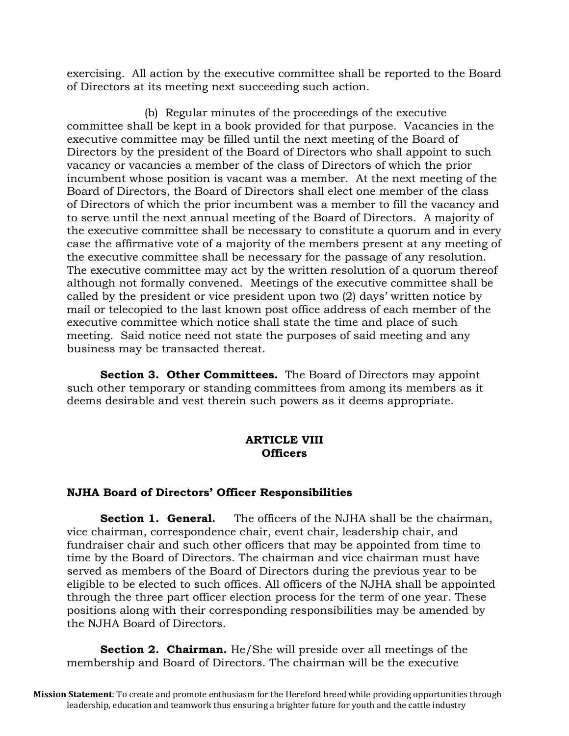exercising. All action by the executive committee shall be reported to the Board of Directors at its meeting next succeeding such action.

(b) Regular minutes of the proceedings of the executive committee shall be kept in a book provided for that purpose. Vacancies in the executive committee may be filled until the next meeting of the Board of Directors by the president of the Board of Directors who shall appoint to such vacancy or vacancies a member of the class of Directors of which the prior incumbent whose position is vacant was a member. At the next meeting of the Board of Directors, the Board of Directors shall elect one member of the class of Directors of which the prior incumbent was a member to fill the vacancy and to serve until the next annual meeting of the Board of Directors. A majority of the executive committee shall be necessary to constitute a quorum and in every case the affirmative vote of a majority of the members present at any meeting of the executive committee shall be necessary for the passage of any resolution. The executive committee may act by the written resolution of a quorum thereof although not formally convened. Meetings of the executive committee shall be called by the president or vice president upon two (2) days' written notice by mail or telecopied to the last known post office address of each member of the executive committee which notice shall state the time and place of such meeting. Said notice need not state the purposes of said meeting and any business may be transacted thereat.

**Section 3. Other Committees.** The Board of Directors may appoint such other temporary or standing committees from among its members as it deems desirable and vest therein such powers as it deems appropriate.

## ARTICLE VIII
## Officers

### NJHA Board of Directors' Officer Responsibilities

**Section 1. General.** The officers of the NJHA shall be the chairman, vice chairman, correspondence chair, event chair, leadership chair, and fundraiser chair and such other officers that may be appointed from time to time by the Board of Directors. The chairman and vice chairman must have served as members of the Board of Directors during the previous year to be eligible to be elected to such offices. All officers of the NJHA shall be appointed through the three part officer election process for the term of one year. These positions along with their corresponding responsibilities may be amended by the NJHA Board of Directors.

**Section 2. Chairman.** He/She will preside over all meetings of the membership and Board of Directors. The chairman will be the executive

**Mission Statement**: To create and promote enthusiasm for the Hereford breed while providing opportunities through leadership, education and teamwork thus ensuring a brighter future for youth and the cattle industry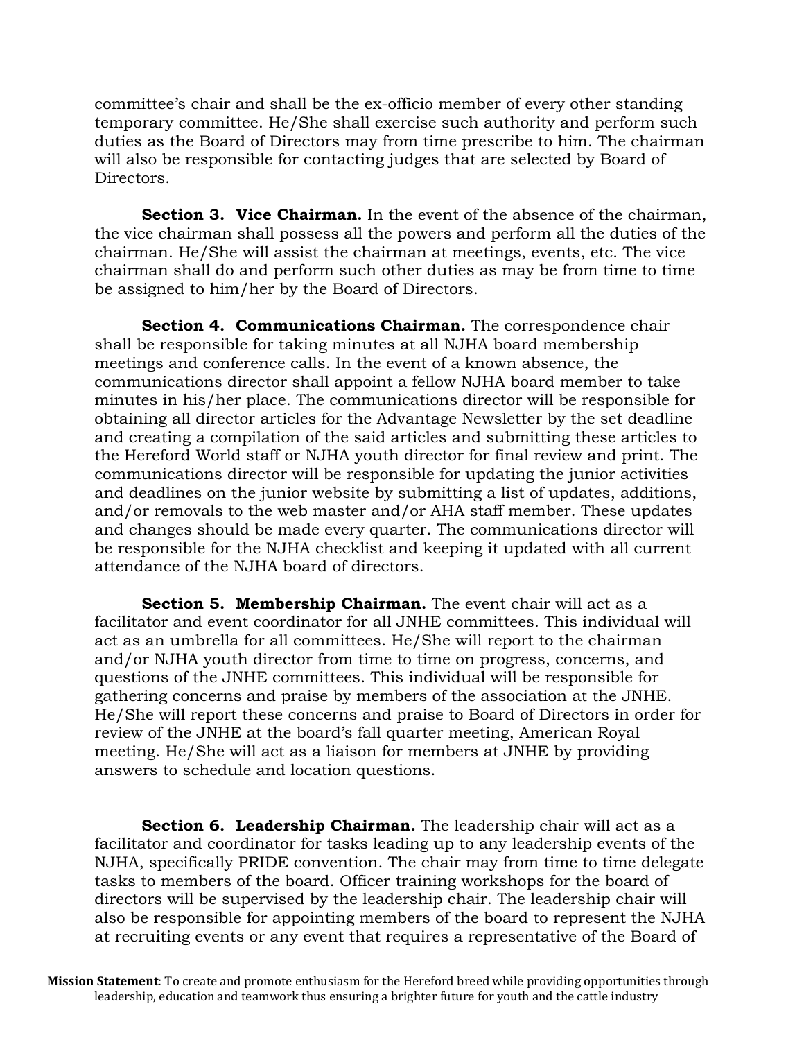committee's chair and shall be the ex-officio member of every other standing temporary committee. He/She shall exercise such authority and perform such duties as the Board of Directors may from time prescribe to him. The chairman will also be responsible for contacting judges that are selected by Board of Directors.

**Section 3. Vice Chairman.** In the event of the absence of the chairman, the vice chairman shall possess all the powers and perform all the duties of the chairman. He/She will assist the chairman at meetings, events, etc. The vice chairman shall do and perform such other duties as may be from time to time be assigned to him/her by the Board of Directors.

**Section 4. Communications Chairman.** The correspondence chair shall be responsible for taking minutes at all NJHA board membership meetings and conference calls. In the event of a known absence, the communications director shall appoint a fellow NJHA board member to take minutes in his/her place. The communications director will be responsible for obtaining all director articles for the Advantage Newsletter by the set deadline and creating a compilation of the said articles and submitting these articles to the Hereford World staff or NJHA youth director for final review and print. The communications director will be responsible for updating the junior activities and deadlines on the junior website by submitting a list of updates, additions, and/or removals to the web master and/or AHA staff member. These updates and changes should be made every quarter. The communications director will be responsible for the NJHA checklist and keeping it updated with all current attendance of the NJHA board of directors.

**Section 5. Membership Chairman.** The event chair will act as a facilitator and event coordinator for all JNHE committees. This individual will act as an umbrella for all committees. He/She will report to the chairman and/or NJHA youth director from time to time on progress, concerns, and questions of the JNHE committees. This individual will be responsible for gathering concerns and praise by members of the association at the JNHE. He/She will report these concerns and praise to Board of Directors in order for review of the JNHE at the board's fall quarter meeting, American Royal meeting. He/She will act as a liaison for members at JNHE by providing answers to schedule and location questions.

**Section 6. Leadership Chairman.** The leadership chair will act as a facilitator and coordinator for tasks leading up to any leadership events of the NJHA, specifically PRIDE convention. The chair may from time to time delegate tasks to members of the board. Officer training workshops for the board of directors will be supervised by the leadership chair. The leadership chair will also be responsible for appointing members of the board to represent the NJHA at recruiting events or any event that requires a representative of the Board of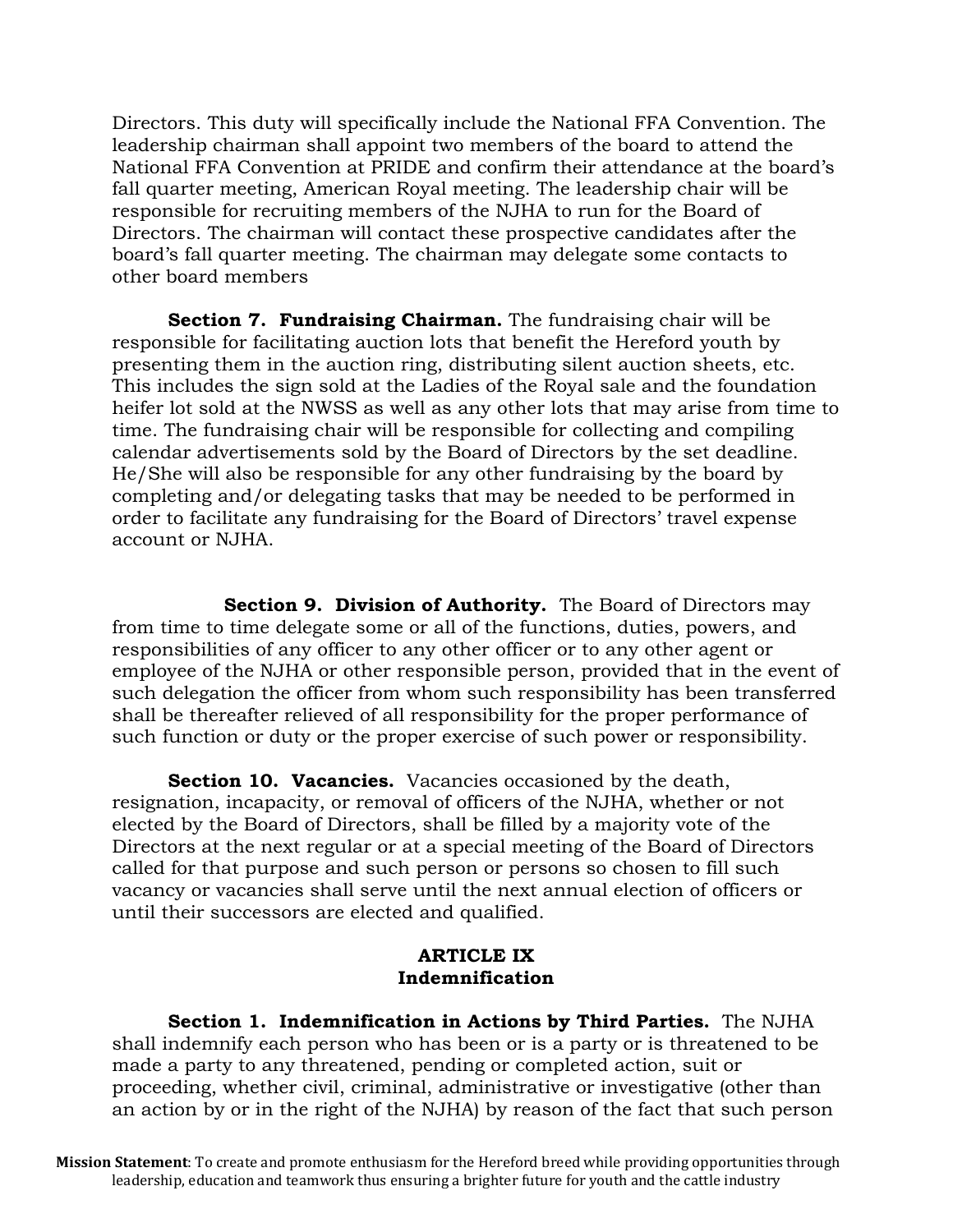Directors. This duty will specifically include the National FFA Convention. The leadership chairman shall appoint two members of the board to attend the National FFA Convention at PRIDE and confirm their attendance at the board's fall quarter meeting, American Royal meeting. The leadership chair will be responsible for recruiting members of the NJHA to run for the Board of Directors. The chairman will contact these prospective candidates after the board's fall quarter meeting. The chairman may delegate some contacts to other board members

**Section 7. Fundraising Chairman.** The fundraising chair will be responsible for facilitating auction lots that benefit the Hereford youth by presenting them in the auction ring, distributing silent auction sheets, etc. This includes the sign sold at the Ladies of the Royal sale and the foundation heifer lot sold at the NWSS as well as any other lots that may arise from time to time. The fundraising chair will be responsible for collecting and compiling calendar advertisements sold by the Board of Directors by the set deadline. He/She will also be responsible for any other fundraising by the board by completing and/or delegating tasks that may be needed to be performed in order to facilitate any fundraising for the Board of Directors' travel expense account or NJHA.

**Section 9. Division of Authority.** The Board of Directors may from time to time delegate some or all of the functions, duties, powers, and responsibilities of any officer to any other officer or to any other agent or employee of the NJHA or other responsible person, provided that in the event of such delegation the officer from whom such responsibility has been transferred shall be thereafter relieved of all responsibility for the proper performance of such function or duty or the proper exercise of such power or responsibility.

**Section 10. Vacancies.** Vacancies occasioned by the death, resignation, incapacity, or removal of officers of the NJHA, whether or not elected by the Board of Directors, shall be filled by a majority vote of the Directors at the next regular or at a special meeting of the Board of Directors called for that purpose and such person or persons so chosen to fill such vacancy or vacancies shall serve until the next annual election of officers or until their successors are elected and qualified.

## ARTICLE IX
## Indemnification

**Section 1. Indemnification in Actions by Third Parties.** The NJHA shall indemnify each person who has been or is a party or is threatened to be made a party to any threatened, pending or completed action, suit or proceeding, whether civil, criminal, administrative or investigative (other than an action by or in the right of the NJHA) by reason of the fact that such person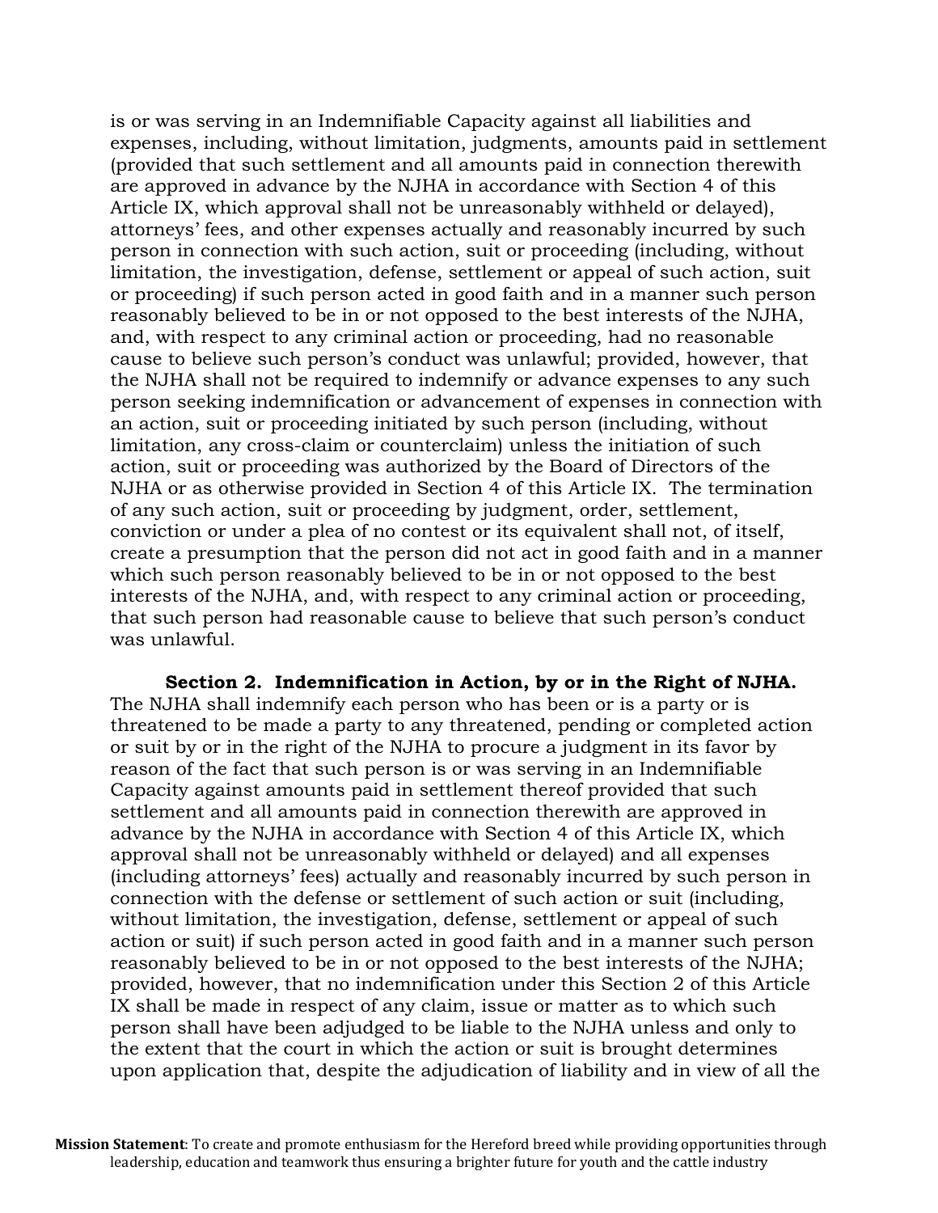is or was serving in an Indemnifiable Capacity against all liabilities and expenses, including, without limitation, judgments, amounts paid in settlement (provided that such settlement and all amounts paid in connection therewith are approved in advance by the NJHA in accordance with Section 4 of this Article IX, which approval shall not be unreasonably withheld or delayed), attorneys' fees, and other expenses actually and reasonably incurred by such person in connection with such action, suit or proceeding (including, without limitation, the investigation, defense, settlement or appeal of such action, suit or proceeding) if such person acted in good faith and in a manner such person reasonably believed to be in or not opposed to the best interests of the NJHA, and, with respect to any criminal action or proceeding, had no reasonable cause to believe such person's conduct was unlawful; provided, however, that the NJHA shall not be required to indemnify or advance expenses to any such person seeking indemnification or advancement of expenses in connection with an action, suit or proceeding initiated by such person (including, without limitation, any cross-claim or counterclaim) unless the initiation of such action, suit or proceeding was authorized by the Board of Directors of the NJHA or as otherwise provided in Section 4 of this Article IX. The termination of any such action, suit or proceeding by judgment, order, settlement, conviction or under a plea of no contest or its equivalent shall not, of itself, create a presumption that the person did not act in good faith and in a manner which such person reasonably believed to be in or not opposed to the best interests of the NJHA, and, with respect to any criminal action or proceeding, that such person had reasonable cause to believe that such person's conduct was unlawful.

**Section 2. Indemnification in Action, by or in the Right of NJHA.** The NJHA shall indemnify each person who has been or is a party or is threatened to be made a party to any threatened, pending or completed action or suit by or in the right of the NJHA to procure a judgment in its favor by reason of the fact that such person is or was serving in an Indemnifiable Capacity against amounts paid in settlement thereof provided that such settlement and all amounts paid in connection therewith are approved in advance by the NJHA in accordance with Section 4 of this Article IX, which approval shall not be unreasonably withheld or delayed) and all expenses (including attorneys' fees) actually and reasonably incurred by such person in connection with the defense or settlement of such action or suit (including, without limitation, the investigation, defense, settlement or appeal of such action or suit) if such person acted in good faith and in a manner such person reasonably believed to be in or not opposed to the best interests of the NJHA; provided, however, that no indemnification under this Section 2 of this Article IX shall be made in respect of any claim, issue or matter as to which such person shall have been adjudged to be liable to the NJHA unless and only to the extent that the court in which the action or suit is brought determines upon application that, despite the adjudication of liability and in view of all the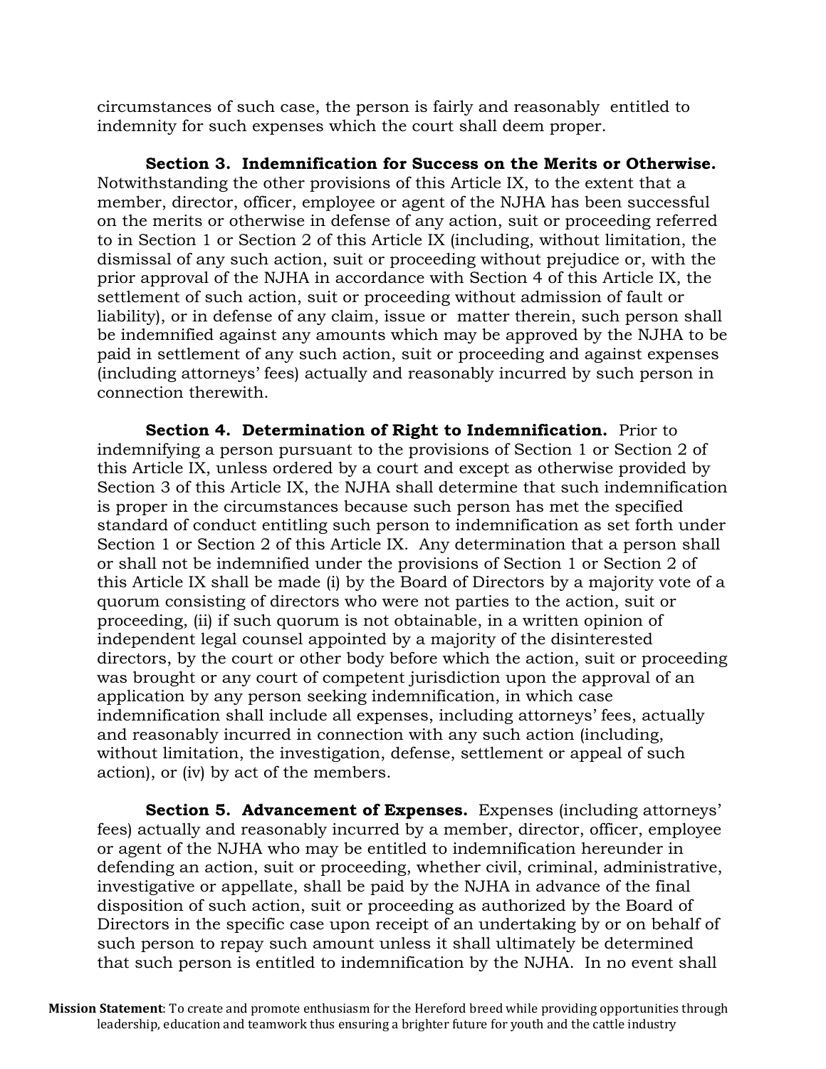circumstances of such case, the person is fairly and reasonably entitled to indemnity for such expenses which the court shall deem proper.

**Section 3. Indemnification for Success on the Merits or Otherwise.** Notwithstanding the other provisions of this Article IX, to the extent that a member, director, officer, employee or agent of the NJHA has been successful on the merits or otherwise in defense of any action, suit or proceeding referred to in Section 1 or Section 2 of this Article IX (including, without limitation, the dismissal of any such action, suit or proceeding without prejudice or, with the prior approval of the NJHA in accordance with Section 4 of this Article IX, the settlement of such action, suit or proceeding without admission of fault or liability), or in defense of any claim, issue or matter therein, such person shall be indemnified against any amounts which may be approved by the NJHA to be paid in settlement of any such action, suit or proceeding and against expenses (including attorneys' fees) actually and reasonably incurred by such person in connection therewith.

**Section 4. Determination of Right to Indemnification.** Prior to indemnifying a person pursuant to the provisions of Section 1 or Section 2 of this Article IX, unless ordered by a court and except as otherwise provided by Section 3 of this Article IX, the NJHA shall determine that such indemnification is proper in the circumstances because such person has met the specified standard of conduct entitling such person to indemnification as set forth under Section 1 or Section 2 of this Article IX. Any determination that a person shall or shall not be indemnified under the provisions of Section 1 or Section 2 of this Article IX shall be made (i) by the Board of Directors by a majority vote of a quorum consisting of directors who were not parties to the action, suit or proceeding, (ii) if such quorum is not obtainable, in a written opinion of independent legal counsel appointed by a majority of the disinterested directors, by the court or other body before which the action, suit or proceeding was brought or any court of competent jurisdiction upon the approval of an application by any person seeking indemnification, in which case indemnification shall include all expenses, including attorneys' fees, actually and reasonably incurred in connection with any such action (including, without limitation, the investigation, defense, settlement or appeal of such action), or (iv) by act of the members.

**Section 5. Advancement of Expenses.** Expenses (including attorneys' fees) actually and reasonably incurred by a member, director, officer, employee or agent of the NJHA who may be entitled to indemnification hereunder in defending an action, suit or proceeding, whether civil, criminal, administrative, investigative or appellate, shall be paid by the NJHA in advance of the final disposition of such action, suit or proceeding as authorized by the Board of Directors in the specific case upon receipt of an undertaking by or on behalf of such person to repay such amount unless it shall ultimately be determined that such person is entitled to indemnification by the NJHA. In no event shall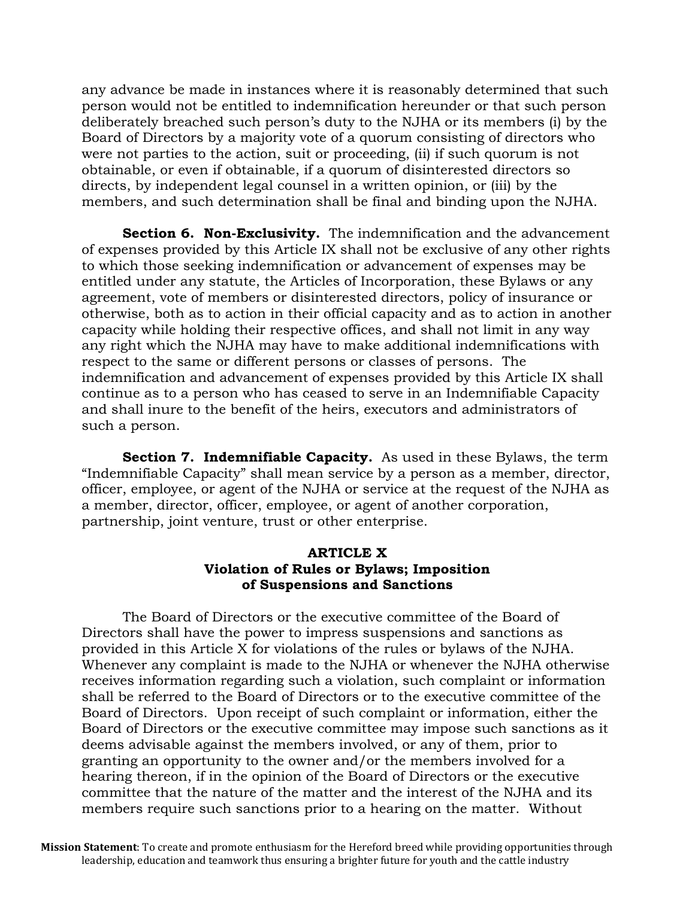any advance be made in instances where it is reasonably determined that such person would not be entitled to indemnification hereunder or that such person deliberately breached such person's duty to the NJHA or its members (i) by the Board of Directors by a majority vote of a quorum consisting of directors who were not parties to the action, suit or proceeding, (ii) if such quorum is not obtainable, or even if obtainable, if a quorum of disinterested directors so directs, by independent legal counsel in a written opinion, or (iii) by the members, and such determination shall be final and binding upon the NJHA.

**Section 6. Non-Exclusivity.** The indemnification and the advancement of expenses provided by this Article IX shall not be exclusive of any other rights to which those seeking indemnification or advancement of expenses may be entitled under any statute, the Articles of Incorporation, these Bylaws or any agreement, vote of members or disinterested directors, policy of insurance or otherwise, both as to action in their official capacity and as to action in another capacity while holding their respective offices, and shall not limit in any way any right which the NJHA may have to make additional indemnifications with respect to the same or different persons or classes of persons. The indemnification and advancement of expenses provided by this Article IX shall continue as to a person who has ceased to serve in an Indemnifiable Capacity and shall inure to the benefit of the heirs, executors and administrators of such a person.

**Section 7. Indemnifiable Capacity.** As used in these Bylaws, the term "Indemnifiable Capacity" shall mean service by a person as a member, director, officer, employee, or agent of the NJHA or service at the request of the NJHA as a member, director, officer, employee, or agent of another corporation, partnership, joint venture, trust or other enterprise.

## ARTICLE X
## Violation of Rules or Bylaws; Imposition of Suspensions and Sanctions

The Board of Directors or the executive committee of the Board of Directors shall have the power to impress suspensions and sanctions as provided in this Article X for violations of the rules or bylaws of the NJHA. Whenever any complaint is made to the NJHA or whenever the NJHA otherwise receives information regarding such a violation, such complaint or information shall be referred to the Board of Directors or to the executive committee of the Board of Directors. Upon receipt of such complaint or information, either the Board of Directors or the executive committee may impose such sanctions as it deems advisable against the members involved, or any of them, prior to granting an opportunity to the owner and/or the members involved for a hearing thereon, if in the opinion of the Board of Directors or the executive committee that the nature of the matter and the interest of the NJHA and its members require such sanctions prior to a hearing on the matter. Without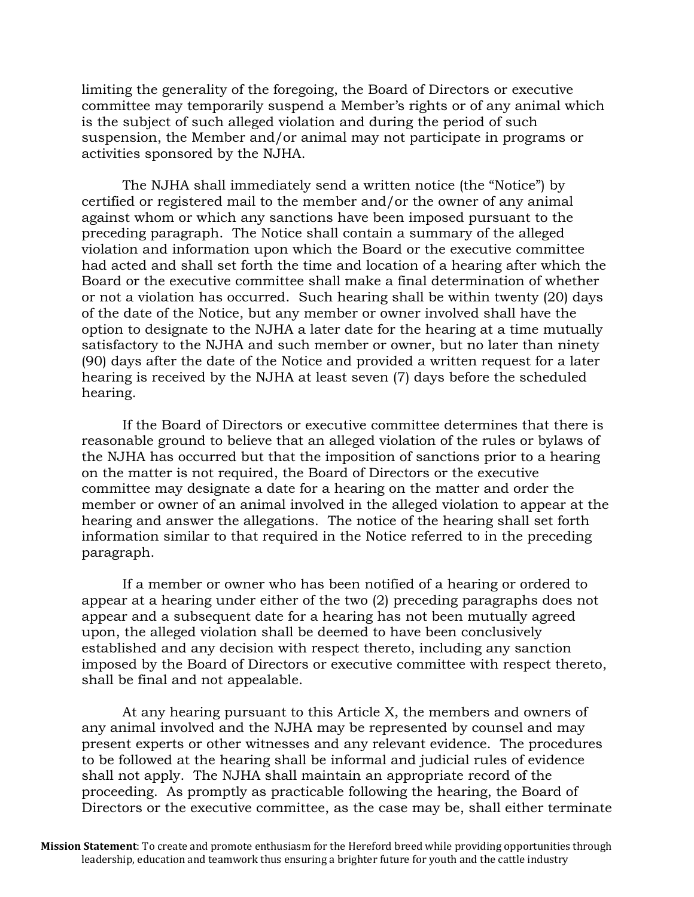limiting the generality of the foregoing, the Board of Directors or executive committee may temporarily suspend a Member's rights or of any animal which is the subject of such alleged violation and during the period of such suspension, the Member and/or animal may not participate in programs or activities sponsored by the NJHA.

The NJHA shall immediately send a written notice (the "Notice") by certified or registered mail to the member and/or the owner of any animal against whom or which any sanctions have been imposed pursuant to the preceding paragraph. The Notice shall contain a summary of the alleged violation and information upon which the Board or the executive committee had acted and shall set forth the time and location of a hearing after which the Board or the executive committee shall make a final determination of whether or not a violation has occurred. Such hearing shall be within twenty (20) days of the date of the Notice, but any member or owner involved shall have the option to designate to the NJHA a later date for the hearing at a time mutually satisfactory to the NJHA and such member or owner, but no later than ninety (90) days after the date of the Notice and provided a written request for a later hearing is received by the NJHA at least seven (7) days before the scheduled hearing.

If the Board of Directors or executive committee determines that there is reasonable ground to believe that an alleged violation of the rules or bylaws of the NJHA has occurred but that the imposition of sanctions prior to a hearing on the matter is not required, the Board of Directors or the executive committee may designate a date for a hearing on the matter and order the member or owner of an animal involved in the alleged violation to appear at the hearing and answer the allegations. The notice of the hearing shall set forth information similar to that required in the Notice referred to in the preceding paragraph.

If a member or owner who has been notified of a hearing or ordered to appear at a hearing under either of the two (2) preceding paragraphs does not appear and a subsequent date for a hearing has not been mutually agreed upon, the alleged violation shall be deemed to have been conclusively established and any decision with respect thereto, including any sanction imposed by the Board of Directors or executive committee with respect thereto, shall be final and not appealable.

At any hearing pursuant to this Article X, the members and owners of any animal involved and the NJHA may be represented by counsel and may present experts or other witnesses and any relevant evidence. The procedures to be followed at the hearing shall be informal and judicial rules of evidence shall not apply. The NJHA shall maintain an appropriate record of the proceeding. As promptly as practicable following the hearing, the Board of Directors or the executive committee, as the case may be, shall either terminate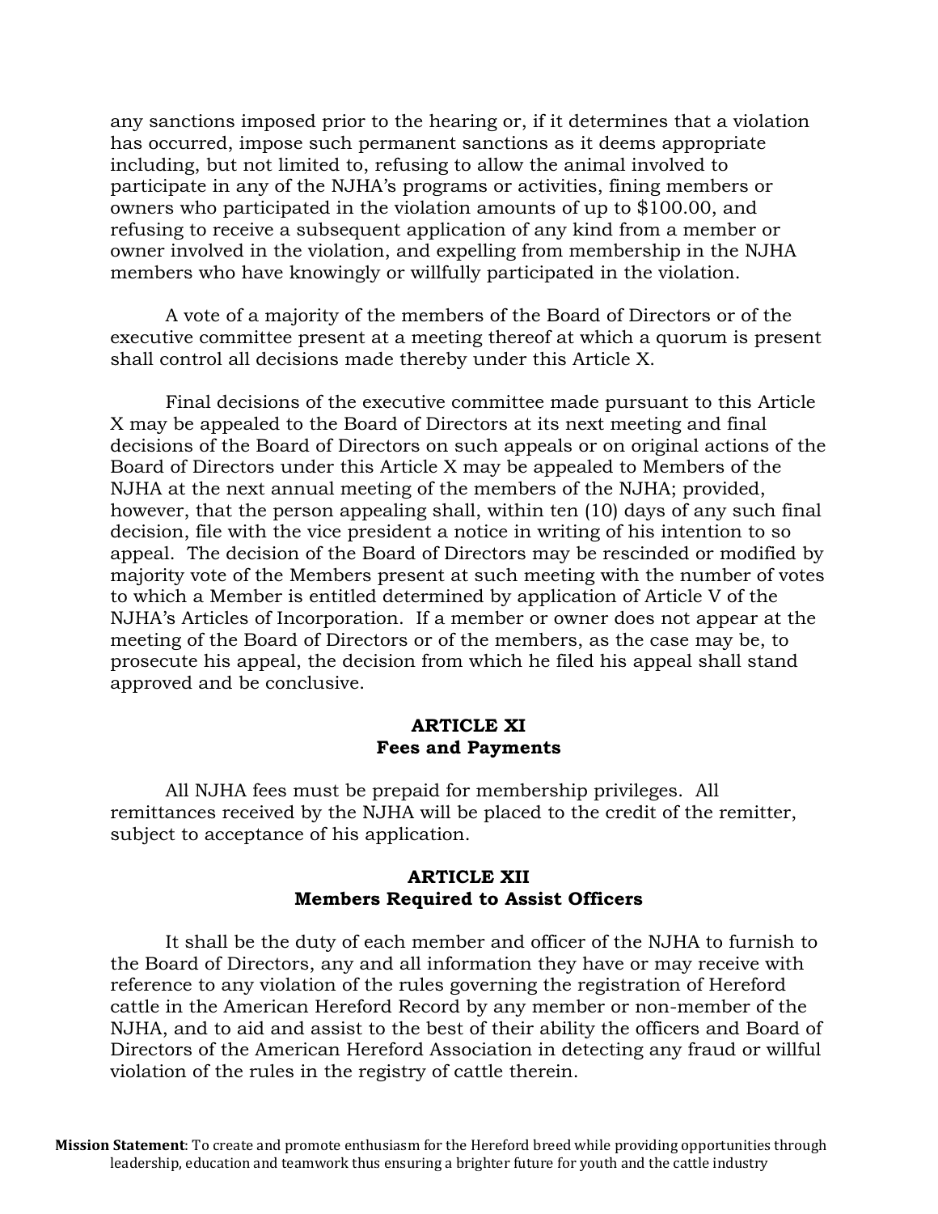any sanctions imposed prior to the hearing or, if it determines that a violation has occurred, impose such permanent sanctions as it deems appropriate including, but not limited to, refusing to allow the animal involved to participate in any of the NJHA's programs or activities, fining members or owners who participated in the violation amounts of up to $100.00, and refusing to receive a subsequent application of any kind from a member or owner involved in the violation, and expelling from membership in the NJHA members who have knowingly or willfully participated in the violation.

A vote of a majority of the members of the Board of Directors or of the executive committee present at a meeting thereof at which a quorum is present shall control all decisions made thereby under this Article X.

Final decisions of the executive committee made pursuant to this Article X may be appealed to the Board of Directors at its next meeting and final decisions of the Board of Directors on such appeals or on original actions of the Board of Directors under this Article X may be appealed to Members of the NJHA at the next annual meeting of the members of the NJHA; provided, however, that the person appealing shall, within ten (10) days of any such final decision, file with the vice president a notice in writing of his intention to so appeal. The decision of the Board of Directors may be rescinded or modified by majority vote of the Members present at such meeting with the number of votes to which a Member is entitled determined by application of Article V of the NJHA's Articles of Incorporation. If a member or owner does not appear at the meeting of the Board of Directors or of the members, as the case may be, to prosecute his appeal, the decision from which he filed his appeal shall stand approved and be conclusive.

## ARTICLE XI
## Fees and Payments

All NJHA fees must be prepaid for membership privileges. All remittances received by the NJHA will be placed to the credit of the remitter, subject to acceptance of his application.

## ARTICLE XII
## Members Required to Assist Officers

It shall be the duty of each member and officer of the NJHA to furnish to the Board of Directors, any and all information they have or may receive with reference to any violation of the rules governing the registration of Hereford cattle in the American Hereford Record by any member or non-member of the NJHA, and to aid and assist to the best of their ability the officers and Board of Directors of the American Hereford Association in detecting any fraud or willful violation of the rules in the registry of cattle therein.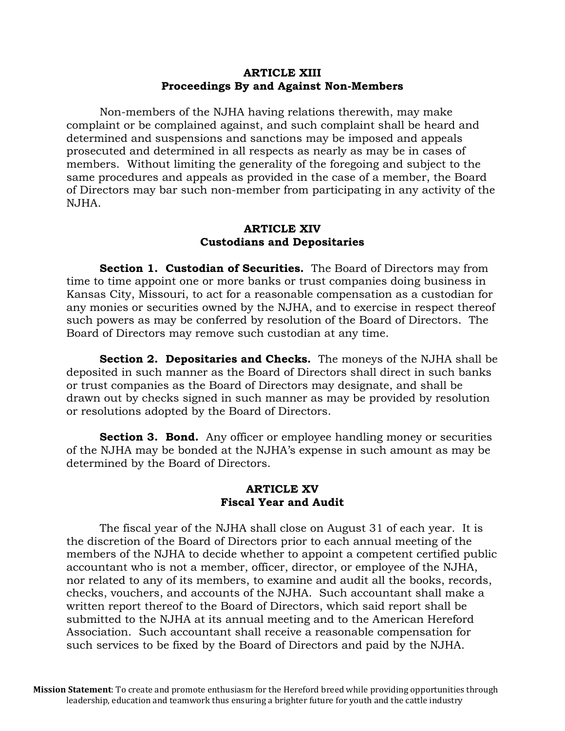## ARTICLE XIII
## Proceedings By and Against Non-Members

Non-members of the NJHA having relations therewith, may make complaint or be complained against, and such complaint shall be heard and determined and suspensions and sanctions may be imposed and appeals prosecuted and determined in all respects as nearly as may be in cases of members. Without limiting the generality of the foregoing and subject to the same procedures and appeals as provided in the case of a member, the Board of Directors may bar such non-member from participating in any activity of the NJHA.

## ARTICLE XIV
## Custodians and Depositaries

**Section 1. Custodian of Securities.** The Board of Directors may from time to time appoint one or more banks or trust companies doing business in Kansas City, Missouri, to act for a reasonable compensation as a custodian for any monies or securities owned by the NJHA, and to exercise in respect thereof such powers as may be conferred by resolution of the Board of Directors. The Board of Directors may remove such custodian at any time.

**Section 2. Depositaries and Checks.** The moneys of the NJHA shall be deposited in such manner as the Board of Directors shall direct in such banks or trust companies as the Board of Directors may designate, and shall be drawn out by checks signed in such manner as may be provided by resolution or resolutions adopted by the Board of Directors.

**Section 3. Bond.** Any officer or employee handling money or securities of the NJHA may be bonded at the NJHA's expense in such amount as may be determined by the Board of Directors.

## ARTICLE XV
## Fiscal Year and Audit

The fiscal year of the NJHA shall close on August 31 of each year. It is the discretion of the Board of Directors prior to each annual meeting of the members of the NJHA to decide whether to appoint a competent certified public accountant who is not a member, officer, director, or employee of the NJHA, nor related to any of its members, to examine and audit all the books, records, checks, vouchers, and accounts of the NJHA. Such accountant shall make a written report thereof to the Board of Directors, which said report shall be submitted to the NJHA at its annual meeting and to the American Hereford Association. Such accountant shall receive a reasonable compensation for such services to be fixed by the Board of Directors and paid by the NJHA.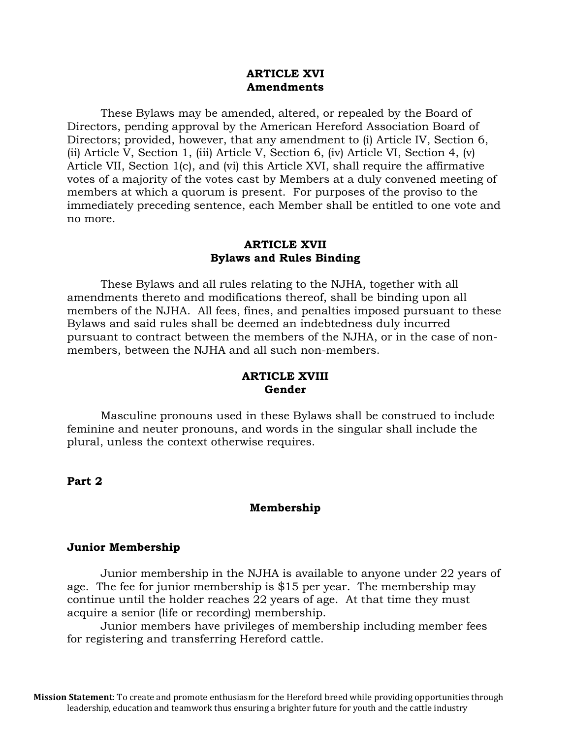## ARTICLE XVI
## Amendments

These Bylaws may be amended, altered, or repealed by the Board of Directors, pending approval by the American Hereford Association Board of Directors; provided, however, that any amendment to (i) Article IV, Section 6, (ii) Article V, Section 1, (iii) Article V, Section 6, (iv) Article VI, Section 4, (v) Article VII, Section 1(c), and (vi) this Article XVI, shall require the affirmative votes of a majority of the votes cast by Members at a duly convened meeting of members at which a quorum is present. For purposes of the proviso to the immediately preceding sentence, each Member shall be entitled to one vote and no more.

## ARTICLE XVII
## Bylaws and Rules Binding

These Bylaws and all rules relating to the NJHA, together with all amendments thereto and modifications thereof, shall be binding upon all members of the NJHA. All fees, fines, and penalties imposed pursuant to these Bylaws and said rules shall be deemed an indebtedness duly incurred pursuant to contract between the members of the NJHA, or in the case of non-members, between the NJHA and all such non-members.

## ARTICLE XVIII
## Gender

Masculine pronouns used in these Bylaws shall be construed to include feminine and neuter pronouns, and words in the singular shall include the plural, unless the context otherwise requires.

# Part 2

## Membership

### Junior Membership

Junior membership in the NJHA is available to anyone under 22 years of age. The fee for junior membership is $15 per year. The membership may continue until the holder reaches 22 years of age. At that time they must acquire a senior (life or recording) membership.

Junior members have privileges of membership including member fees for registering and transferring Hereford cattle.

**Mission Statement**: To create and promote enthusiasm for the Hereford breed while providing opportunities through leadership, education and teamwork thus ensuring a brighter future for youth and the cattle industry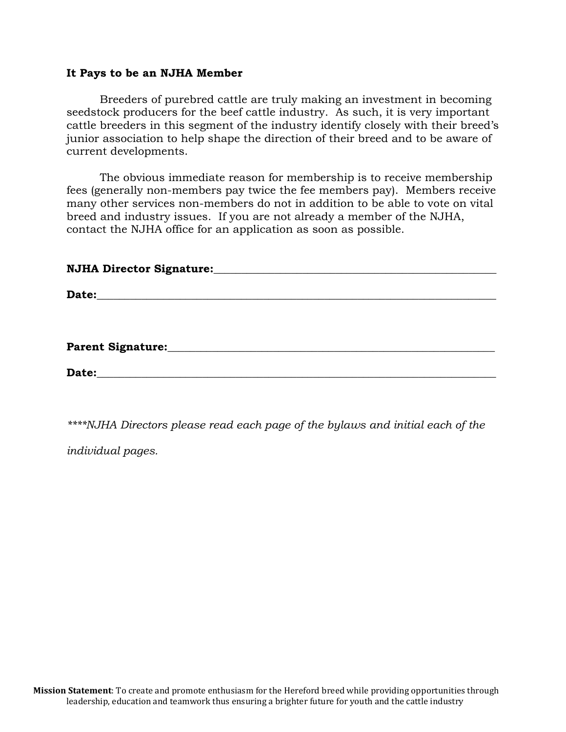**It Pays to be an NJHA Member**

Breeders of purebred cattle are truly making an investment in becoming seedstock producers for the beef cattle industry. As such, it is very important cattle breeders in this segment of the industry identify closely with their breed's junior association to help shape the direction of their breed and to be aware of current developments.

The obvious immediate reason for membership is to receive membership fees (generally non-members pay twice the fee members pay). Members receive many other services non-members do not in addition to be able to vote on vital breed and industry issues. If you are not already a member of the NJHA, contact the NJHA office for an application as soon as possible.

**NJHA Director Signature:**_____________________________________________

**Date:**_____________________________________________

**Parent Signature:**_____________________________________________

**Date:**_____________________________________________

*\*\*\*\*NJHA Directors please read each page of the bylaws and initial each of the individual pages.*

**Mission Statement**: To create and promote enthusiasm for the Hereford breed while providing opportunities through leadership, education and teamwork thus ensuring a brighter future for youth and the cattle industry